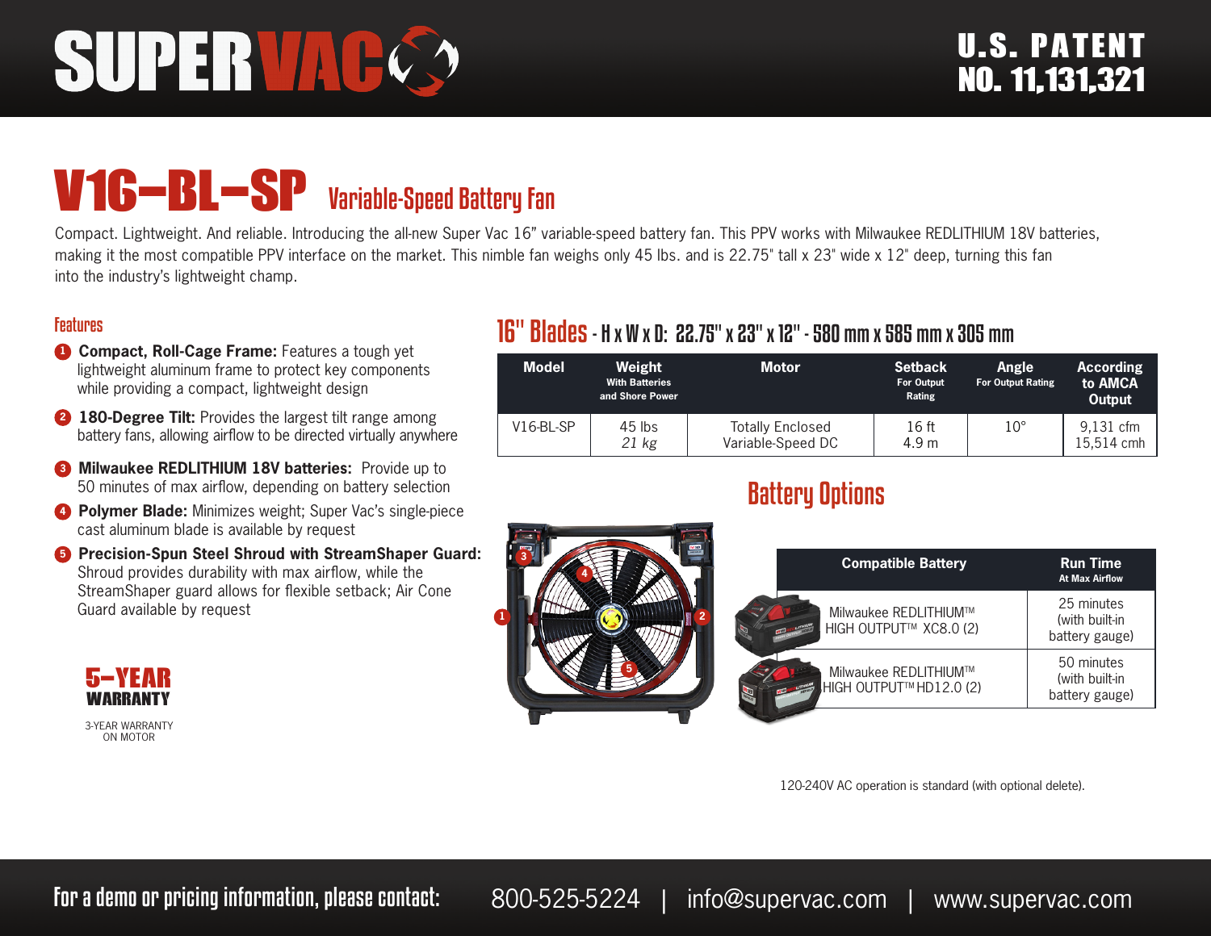# SUPERVAC

**U.S. PATENT NO. 11,131,321**

# V16-BL-SP Variable-Speed Battery Fan

Compact. Lightweight. And reliable. Introducing the all-new Super Vac 16" variable-speed battery fan. This PPV works with Milwaukee REDLITHIUM 18V batteries, making it the most compatible PPV interface on the market. This nimble fan weighs only 45 lbs. and is 22.75" tall x 23" wide x 12" deep, turning this fan into the industry's lightweight champ.

## Features

1. **Compact, Roll-Cage Frame:** Features a tough yet lightweight aluminum frame to protect key components while providing a compact, lightweight design
2. **180-Degree Tilt:** Provides the largest tilt range among battery fans, allowing airflow to be directed virtually anywhere
3. **Milwaukee REDLITHIUM 18V batteries:** Provide up to 50 minutes of max airflow, depending on battery selection
4. **Polymer Blade:** Minimizes weight; Super Vac's single-piece cast aluminum blade is available by request
5. **Precision-Spun Steel Shroud with StreamShaper Guard:** Shroud provides durability with max airflow, while the StreamShaper guard allows for flexible setback; Air Cone Guard available by request

**5-YEAR WARRANTY**

3-YEAR WARRANTY ON MOTOR

## 16" Blades - H x W x D: 22.75" x 23" x 12" - 580 mm x 585 mm x 305 mm

| Model | Weight With Batteries and Shore Power | Motor | Setback For Output Rating | Angle For Output Rating | According to AMCA Output |
|---|---|---|---|---|---|
| V16-BL-SP | 45 lbs *21 kg* | Totally Enclosed Variable-Speed DC | 16 ft 4.9 m | 10° | 9,131 cfm 15,514 cmh |

## Battery Options

| Compatible Battery | Run Time At Max Airflow |
|---|---|
| Milwaukee REDLITHIUM™ HIGH OUTPUT™ XC8.0 (2) | 25 minutes (with built-in battery gauge) |
| Milwaukee REDLITHIUM™ HIGH OUTPUT™ HD12.0 (2) | 50 minutes (with built-in battery gauge) |

120-240V AC operation is standard (with optional delete).

For a demo or pricing information, please contact: 800-525-5224 | info@supervac.com | www.supervac.com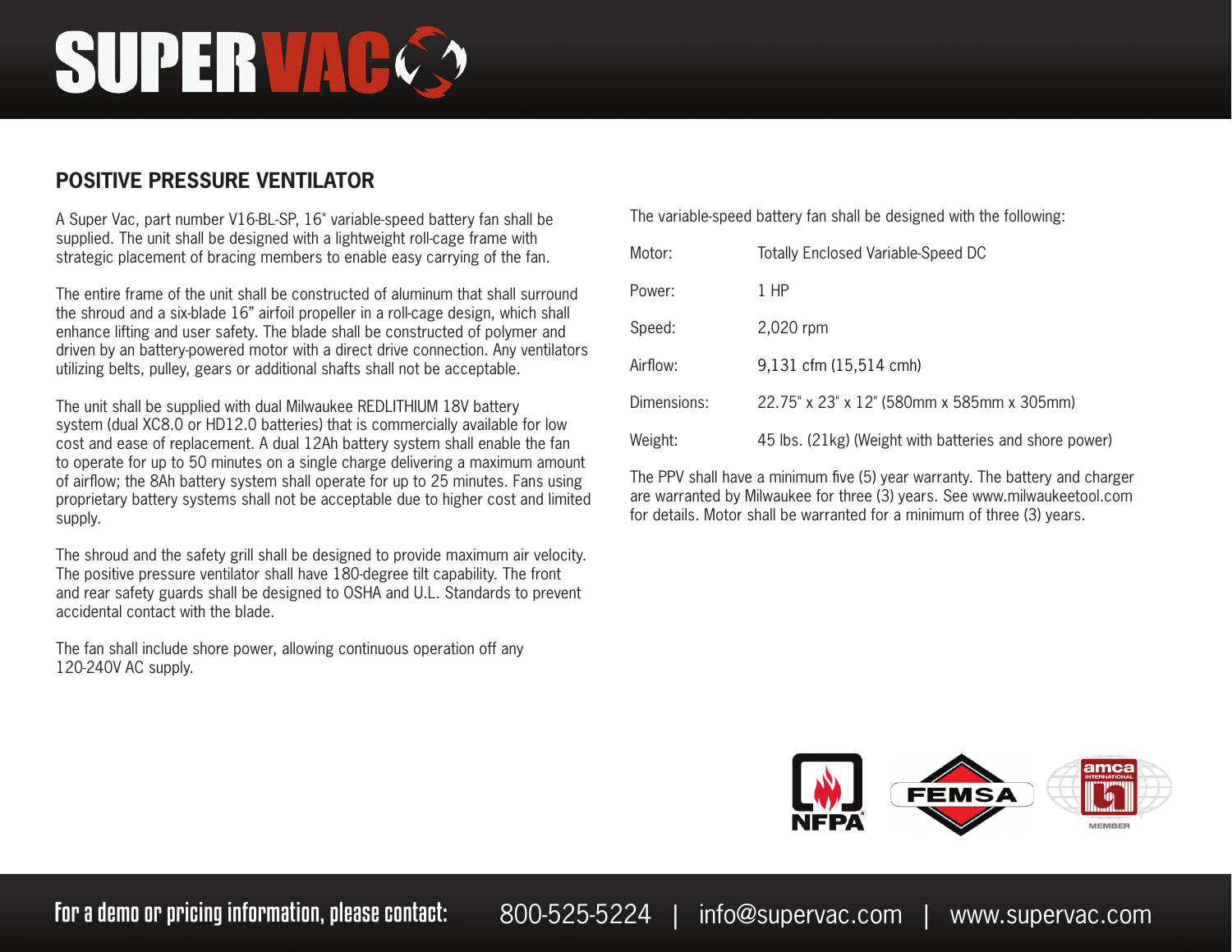SUPERVAC

## POSITIVE PRESSURE VENTILATOR

A Super Vac, part number V16-BL-SP, 16" variable-speed battery fan shall be supplied. The unit shall be designed with a lightweight roll-cage frame with strategic placement of bracing members to enable easy carrying of the fan.

The entire frame of the unit shall be constructed of aluminum that shall surround the shroud and a six-blade 16" airfoil propeller in a roll-cage design, which shall enhance lifting and user safety. The blade shall be constructed of polymer and driven by an battery-powered motor with a direct drive connection. Any ventilators utilizing belts, pulley, gears or additional shafts shall not be acceptable.

The unit shall be supplied with dual Milwaukee REDLITHIUM 18V battery system (dual XC8.0 or HD12.0 batteries) that is commercially available for low cost and ease of replacement. A dual 12Ah battery system shall enable the fan to operate for up to 50 minutes on a single charge delivering a maximum amount of airflow; the 8Ah battery system shall operate for up to 25 minutes. Fans using proprietary battery systems shall not be acceptable due to higher cost and limited supply.

The shroud and the safety grill shall be designed to provide maximum air velocity. The positive pressure ventilator shall have 180-degree tilt capability. The front and rear safety guards shall be designed to OSHA and U.L. Standards to prevent accidental contact with the blade.

The fan shall include shore power, allowing continuous operation off any 120-240V AC supply.

The variable-speed battery fan shall be designed with the following:

| | |
|---|---|
| Motor: | Totally Enclosed Variable-Speed DC |
| Power: | 1 HP |
| Speed: | 2,020 rpm |
| Airflow: | 9,131 cfm (15,514 cmh) |
| Dimensions: | 22.75" x 23" x 12" (580mm x 585mm x 305mm) |
| Weight: | 45 lbs. (21kg) (Weight with batteries and shore power) |

The PPV shall have a minimum five (5) year warranty. The battery and charger are warranted by Milwaukee for three (3) years. See www.milwaukeetool.com for details. Motor shall be warranted for a minimum of three (3) years.

NFPA | FEMSA | amca INTERNATIONAL MEMBER

**For a demo or pricing information, please contact:** 800-525-5224 | info@supervac.com | www.supervac.com